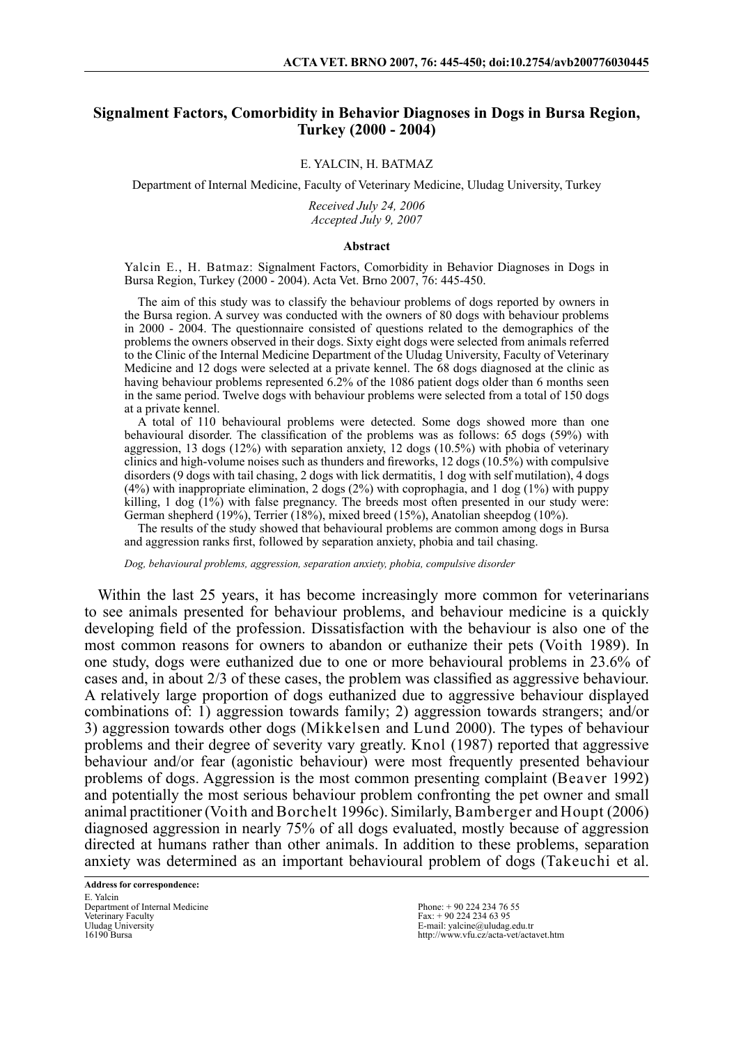# Signalment Factors, Comorbidity in Behavior Diagnoses in Dogs in Bursa Region, Turkey (2000 - 2004)

E. YALCIN, H. BATMAZ

Department of Internal Medicine, Faculty of Veterinary Medicine, Uludag University, Turkey

*Received July 24, 2006*
*Accepted July 9, 2007*

## Abstract

Yalcin E., H. Batmaz: Signalment Factors, Comorbidity in Behavior Diagnoses in Dogs in Bursa Region, Turkey (2000 - 2004). Acta Vet. Brno 2007, 76: 445-450.

The aim of this study was to classify the behaviour problems of dogs reported by owners in the Bursa region. A survey was conducted with the owners of 80 dogs with behaviour problems in 2000 - 2004. The questionnaire consisted of questions related to the demographics of the problems the owners observed in their dogs. Sixty eight dogs were selected from animals referred to the Clinic of the Internal Medicine Department of the Uludag University, Faculty of Veterinary Medicine and 12 dogs were selected at a private kennel. The 68 dogs diagnosed at the clinic as having behaviour problems represented 6.2% of the 1086 patient dogs older than 6 months seen in the same period. Twelve dogs with behaviour problems were selected from a total of 150 dogs at a private kennel.

A total of 110 behavioural problems were detected. Some dogs showed more than one behavioural disorder. The classification of the problems was as follows: 65 dogs (59%) with aggression, 13 dogs (12%) with separation anxiety, 12 dogs (10.5%) with phobia of veterinary clinics and high-volume noises such as thunders and fireworks, 12 dogs (10.5%) with compulsive disorders (9 dogs with tail chasing, 2 dogs with lick dermatitis, 1 dog with self mutilation), 4 dogs (4%) with inappropriate elimination, 2 dogs (2%) with coprophagia, and 1 dog (1%) with puppy killing, 1 dog (1%) with false pregnancy. The breeds most often presented in our study were: German shepherd (19%), Terrier (18%), mixed breed (15%), Anatolian sheepdog (10%).

The results of the study showed that behavioural problems are common among dogs in Bursa and aggression ranks first, followed by separation anxiety, phobia and tail chasing.

*Dog, behavioural problems, aggression, separation anxiety, phobia, compulsive disorder*

Within the last 25 years, it has become increasingly more common for veterinarians to see animals presented for behaviour problems, and behaviour medicine is a quickly developing field of the profession. Dissatisfaction with the behaviour is also one of the most common reasons for owners to abandon or euthanize their pets (Voith 1989). In one study, dogs were euthanized due to one or more behavioural problems in 23.6% of cases and, in about 2/3 of these cases, the problem was classified as aggressive behaviour. A relatively large proportion of dogs euthanized due to aggressive behaviour displayed combinations of: 1) aggression towards family; 2) aggression towards strangers; and/or 3) aggression towards other dogs (Mikkelsen and Lund 2000). The types of behaviour problems and their degree of severity vary greatly. Knol (1987) reported that aggressive behaviour and/or fear (agonistic behaviour) were most frequently presented behaviour problems of dogs. Aggression is the most common presenting complaint (Beaver 1992) and potentially the most serious behaviour problem confronting the pet owner and small animal practitioner (Voith and Borchelt 1996c). Similarly, Bamberger and Houpt (2006) diagnosed aggression in nearly 75% of all dogs evaluated, mostly because of aggression directed at humans rather than other animals. In addition to these problems, separation anxiety was determined as an important behavioural problem of dogs (Takeuchi et al.

**Address for correspondence:**
E. Yalcin
Department of Internal Medicine
Veterinary Faculty
Uludag University
16190 Bursa

Phone: + 90 224 234 76 55
Fax: + 90 224 234 63 95
E-mail: yalcine@uludag.edu.tr
http://www.vfu.cz/acta-vet/actavet.htm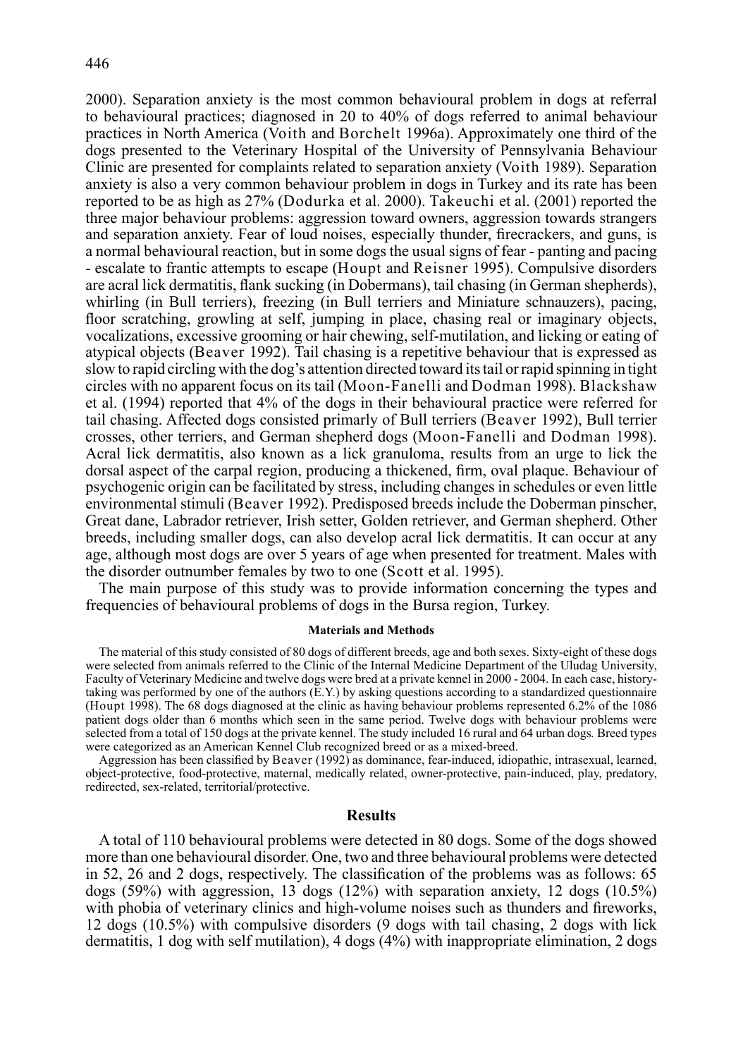2000). Separation anxiety is the most common behavioural problem in dogs at referral to behavioural practices; diagnosed in 20 to 40% of dogs referred to animal behaviour practices in North America (Voith and Borchelt 1996a). Approximately one third of the dogs presented to the Veterinary Hospital of the University of Pennsylvania Behaviour Clinic are presented for complaints related to separation anxiety (Voith 1989). Separation anxiety is also a very common behaviour problem in dogs in Turkey and its rate has been reported to be as high as 27% (Dodurka et al. 2000). Takeuchi et al. (2001) reported the three major behaviour problems: aggression toward owners, aggression towards strangers and separation anxiety. Fear of loud noises, especially thunder, firecrackers, and guns, is a normal behavioural reaction, but in some dogs the usual signs of fear - panting and pacing - escalate to frantic attempts to escape (Houpt and Reisner 1995). Compulsive disorders are acral lick dermatitis, flank sucking (in Dobermans), tail chasing (in German shepherds), whirling (in Bull terriers), freezing (in Bull terriers and Miniature schnauzers), pacing, floor scratching, growling at self, jumping in place, chasing real or imaginary objects, vocalizations, excessive grooming or hair chewing, self-mutilation, and licking or eating of atypical objects (Beaver 1992). Tail chasing is a repetitive behaviour that is expressed as slow to rapid circling with the dog's attention directed toward its tail or rapid spinning in tight circles with no apparent focus on its tail (Moon-Fanelli and Dodman 1998). Blackshaw et al. (1994) reported that 4% of the dogs in their behavioural practice were referred for tail chasing. Affected dogs consisted primarly of Bull terriers (Beaver 1992), Bull terrier crosses, other terriers, and German shepherd dogs (Moon-Fanelli and Dodman 1998). Acral lick dermatitis, also known as a lick granuloma, results from an urge to lick the dorsal aspect of the carpal region, producing a thickened, firm, oval plaque. Behaviour of psychogenic origin can be facilitated by stress, including changes in schedules or even little environmental stimuli (Beaver 1992). Predisposed breeds include the Doberman pinscher, Great dane, Labrador retriever, Irish setter, Golden retriever, and German shepherd. Other breeds, including smaller dogs, can also develop acral lick dermatitis. It can occur at any age, although most dogs are over 5 years of age when presented for treatment. Males with the disorder outnumber females by two to one (Scott et al. 1995).

The main purpose of this study was to provide information concerning the types and frequencies of behavioural problems of dogs in the Bursa region, Turkey.

## Materials and Methods

The material of this study consisted of 80 dogs of different breeds, age and both sexes. Sixty-eight of these dogs were selected from animals referred to the Clinic of the Internal Medicine Department of the Uludag University, Faculty of Veterinary Medicine and twelve dogs were bred at a private kennel in 2000 - 2004. In each case, history-taking was performed by one of the authors (E.Y.) by asking questions according to a standardized questionnaire (Houpt 1998). The 68 dogs diagnosed at the clinic as having behaviour problems represented 6.2% of the 1086 patient dogs older than 6 months which seen in the same period. Twelve dogs with behaviour problems were selected from a total of 150 dogs at the private kennel. The study included 16 rural and 64 urban dogs. Breed types were categorized as an American Kennel Club recognized breed or as a mixed-breed.

Aggression has been classified by Beaver (1992) as dominance, fear-induced, idiopathic, intrasexual, learned, object-protective, food-protective, maternal, medically related, owner-protective, pain-induced, play, predatory, redirected, sex-related, territorial/protective.

## Results

A total of 110 behavioural problems were detected in 80 dogs. Some of the dogs showed more than one behavioural disorder. One, two and three behavioural problems were detected in 52, 26 and 2 dogs, respectively. The classification of the problems was as follows: 65 dogs (59%) with aggression, 13 dogs (12%) with separation anxiety, 12 dogs (10.5%) with phobia of veterinary clinics and high-volume noises such as thunders and fireworks, 12 dogs (10.5%) with compulsive disorders (9 dogs with tail chasing, 2 dogs with lick dermatitis, 1 dog with self mutilation), 4 dogs (4%) with inappropriate elimination, 2 dogs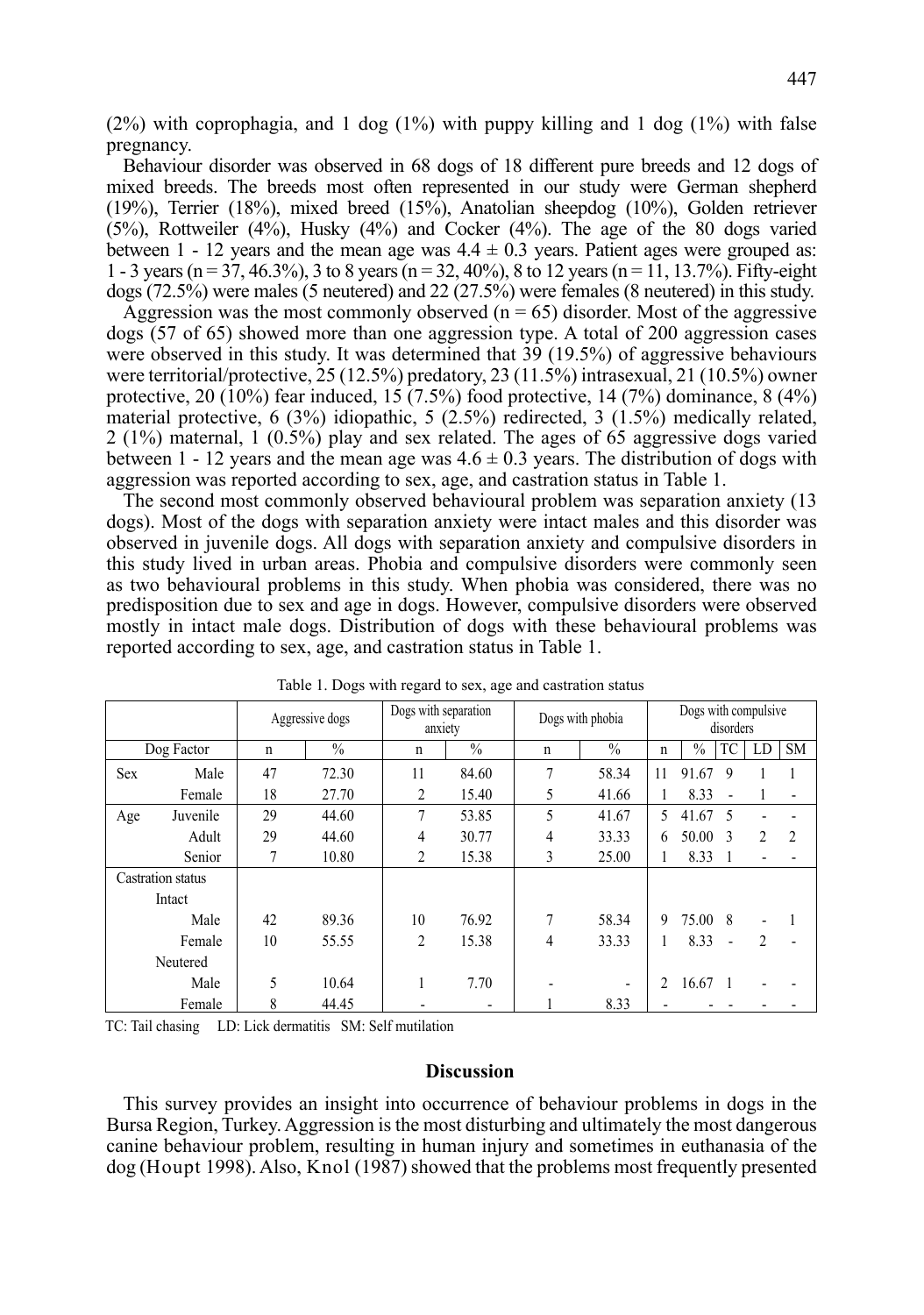(2%) with coprophagia, and 1 dog (1%) with puppy killing and 1 dog (1%) with false pregnancy.

Behaviour disorder was observed in 68 dogs of 18 different pure breeds and 12 dogs of mixed breeds. The breeds most often represented in our study were German shepherd (19%), Terrier (18%), mixed breed (15%), Anatolian sheepdog (10%), Golden retriever (5%), Rottweiler (4%), Husky (4%) and Cocker (4%). The age of the 80 dogs varied between 1 - 12 years and the mean age was $4.4 \pm 0.3$ years. Patient ages were grouped as: 1 - 3 years (n = 37, 46.3%), 3 to 8 years (n = 32, 40%), 8 to 12 years (n = 11, 13.7%). Fifty-eight dogs (72.5%) were males (5 neutered) and 22 (27.5%) were females (8 neutered) in this study.

Aggression was the most commonly observed (n = 65) disorder. Most of the aggressive dogs (57 of 65) showed more than one aggression type. A total of 200 aggression cases were observed in this study. It was determined that 39 (19.5%) of aggressive behaviours were territorial/protective, 25 (12.5%) predatory, 23 (11.5%) intrasexual, 21 (10.5%) owner protective, 20 (10%) fear induced, 15 (7.5%) food protective, 14 (7%) dominance, 8 (4%) material protective, 6 (3%) idiopathic, 5 (2.5%) redirected, 3 (1.5%) medically related, 2 (1%) maternal, 1 (0.5%) play and sex related. The ages of 65 aggressive dogs varied between 1 - 12 years and the mean age was $4.6 \pm 0.3$ years. The distribution of dogs with aggression was reported according to sex, age, and castration status in Table 1.

The second most commonly observed behavioural problem was separation anxiety (13 dogs). Most of the dogs with separation anxiety were intact males and this disorder was observed in juvenile dogs. All dogs with separation anxiety and compulsive disorders in this study lived in urban areas. Phobia and compulsive disorders were commonly seen as two behavioural problems in this study. When phobia was considered, there was no predisposition due to sex and age in dogs. However, compulsive disorders were observed mostly in intact male dogs. Distribution of dogs with these behavioural problems was reported according to sex, age, and castration status in Table 1.

Table 1. Dogs with regard to sex, age and castration status

| | | Aggressive dogs | | Dogs with separation anxiety | | Dogs with phobia | | Dogs with compulsive disorders | | | | |
|---|---|---|---|---|---|---|---|---|---|---|---|---|
| Dog Factor | | n | % | n | % | n | % | n | % | TC | LD | SM |
| Sex | Male | 47 | 72.30 | 11 | 84.60 | 7 | 58.34 | 11 | 91.67 | 9 | 1 | 1 |
| | Female | 18 | 27.70 | 2 | 15.40 | 5 | 41.66 | 1 | 8.33 | - | 1 | - |
| Age | Juvenile | 29 | 44.60 | 7 | 53.85 | 5 | 41.67 | 5 | 41.67 | 5 | - | - |
| | Adult | 29 | 44.60 | 4 | 30.77 | 4 | 33.33 | 6 | 50.00 | 3 | 2 | 2 |
| | Senior | 7 | 10.80 | 2 | 15.38 | 3 | 25.00 | 1 | 8.33 | 1 | - | - |
| Castration status | | | | | | | | | | | | |
| Intact | | | | | | | | | | | | |
| | Male | 42 | 89.36 | 10 | 76.92 | 7 | 58.34 | 9 | 75.00 | 8 | - | 1 |
| | Female | 10 | 55.55 | 2 | 15.38 | 4 | 33.33 | 1 | 8.33 | - | 2 | - |
| Neutered | | | | | | | | | | | | |
| | Male | 5 | 10.64 | 1 | 7.70 | - | - | 2 | 16.67 | 1 | - | - |
| | Female | 8 | 44.45 | - | - | 1 | 8.33 | - | - | - | - | - |

TC: Tail chasing LD: Lick dermatitis SM: Self mutilation

## Discussion

This survey provides an insight into occurrence of behaviour problems in dogs in the Bursa Region, Turkey. Aggression is the most disturbing and ultimately the most dangerous canine behaviour problem, resulting in human injury and sometimes in euthanasia of the dog (Houpt 1998). Also, Knol (1987) showed that the problems most frequently presented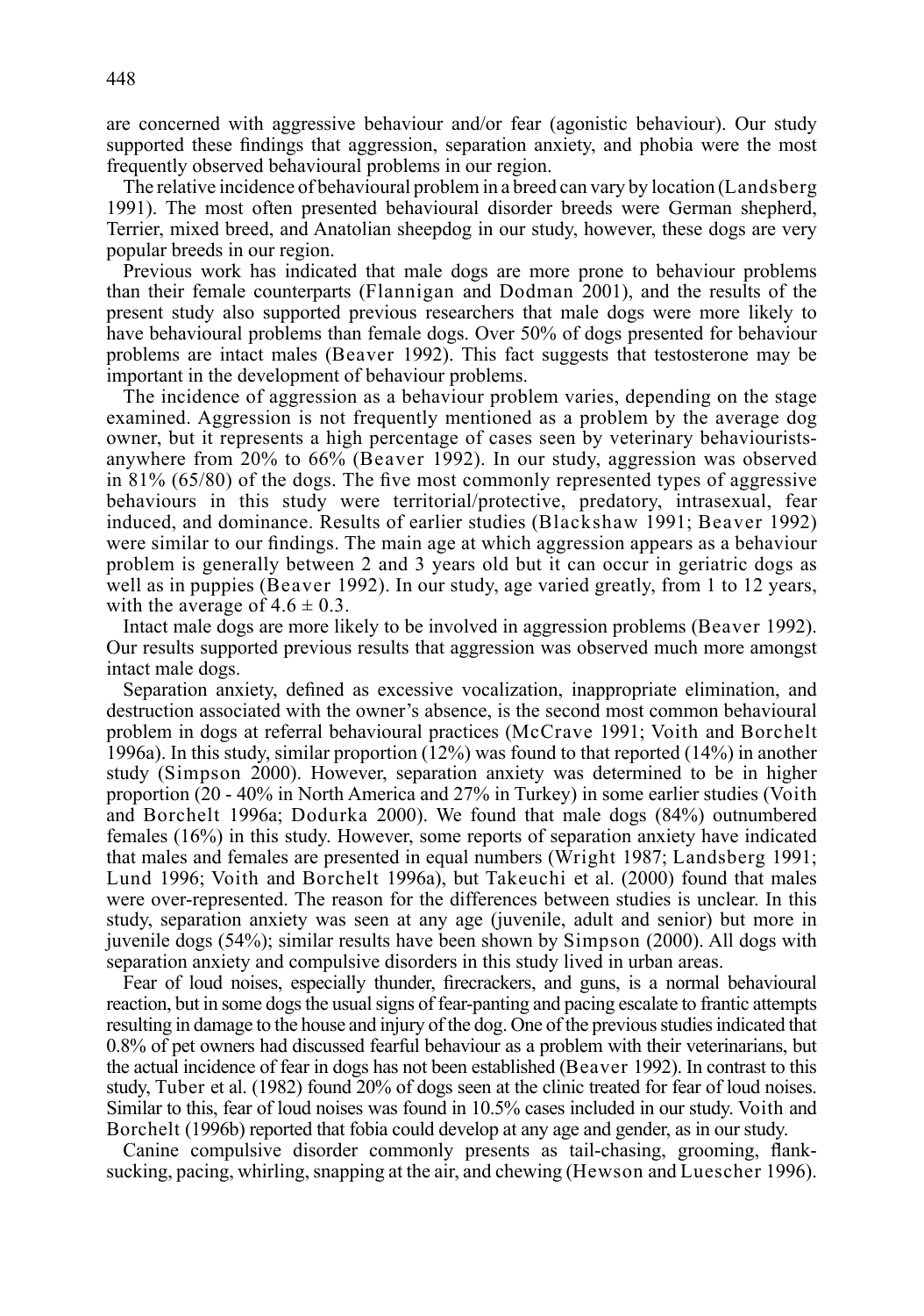are concerned with aggressive behaviour and/or fear (agonistic behaviour). Our study supported these findings that aggression, separation anxiety, and phobia were the most frequently observed behavioural problems in our region.

The relative incidence of behavioural problem in a breed can vary by location (Landsberg 1991). The most often presented behavioural disorder breeds were German shepherd, Terrier, mixed breed, and Anatolian sheepdog in our study, however, these dogs are very popular breeds in our region.

Previous work has indicated that male dogs are more prone to behaviour problems than their female counterparts (Flannigan and Dodman 2001), and the results of the present study also supported previous researchers that male dogs were more likely to have behavioural problems than female dogs. Over 50% of dogs presented for behaviour problems are intact males (Beaver 1992). This fact suggests that testosterone may be important in the development of behaviour problems.

The incidence of aggression as a behaviour problem varies, depending on the stage examined. Aggression is not frequently mentioned as a problem by the average dog owner, but it represents a high percentage of cases seen by veterinary behaviourists-anywhere from 20% to 66% (Beaver 1992). In our study, aggression was observed in 81% (65/80) of the dogs. The five most commonly represented types of aggressive behaviours in this study were territorial/protective, predatory, intrasexual, fear induced, and dominance. Results of earlier studies (Blackshaw 1991; Beaver 1992) were similar to our findings. The main age at which aggression appears as a behaviour problem is generally between 2 and 3 years old but it can occur in geriatric dogs as well as in puppies (Beaver 1992). In our study, age varied greatly, from 1 to 12 years, with the average of $4.6 \pm 0.3$.

Intact male dogs are more likely to be involved in aggression problems (Beaver 1992). Our results supported previous results that aggression was observed much more amongst intact male dogs.

Separation anxiety, defined as excessive vocalization, inappropriate elimination, and destruction associated with the owner's absence, is the second most common behavioural problem in dogs at referral behavioural practices (McCrave 1991; Voith and Borchelt 1996a). In this study, similar proportion (12%) was found to that reported (14%) in another study (Simpson 2000). However, separation anxiety was determined to be in higher proportion (20 - 40% in North America and 27% in Turkey) in some earlier studies (Voith and Borchelt 1996a; Dodurka 2000). We found that male dogs (84%) outnumbered females (16%) in this study. However, some reports of separation anxiety have indicated that males and females are presented in equal numbers (Wright 1987; Landsberg 1991; Lund 1996; Voith and Borchelt 1996a), but Takeuchi et al. (2000) found that males were over-represented. The reason for the differences between studies is unclear. In this study, separation anxiety was seen at any age (juvenile, adult and senior) but more in juvenile dogs (54%); similar results have been shown by Simpson (2000). All dogs with separation anxiety and compulsive disorders in this study lived in urban areas.

Fear of loud noises, especially thunder, firecrackers, and guns, is a normal behavioural reaction, but in some dogs the usual signs of fear-panting and pacing escalate to frantic attempts resulting in damage to the house and injury of the dog. One of the previous studies indicated that 0.8% of pet owners had discussed fearful behaviour as a problem with their veterinarians, but the actual incidence of fear in dogs has not been established (Beaver 1992). In contrast to this study, Tuber et al. (1982) found 20% of dogs seen at the clinic treated for fear of loud noises. Similar to this, fear of loud noises was found in 10.5% cases included in our study. Voith and Borchelt (1996b) reported that fobia could develop at any age and gender, as in our study.

Canine compulsive disorder commonly presents as tail-chasing, grooming, flank-sucking, pacing, whirling, snapping at the air, and chewing (Hewson and Luescher 1996).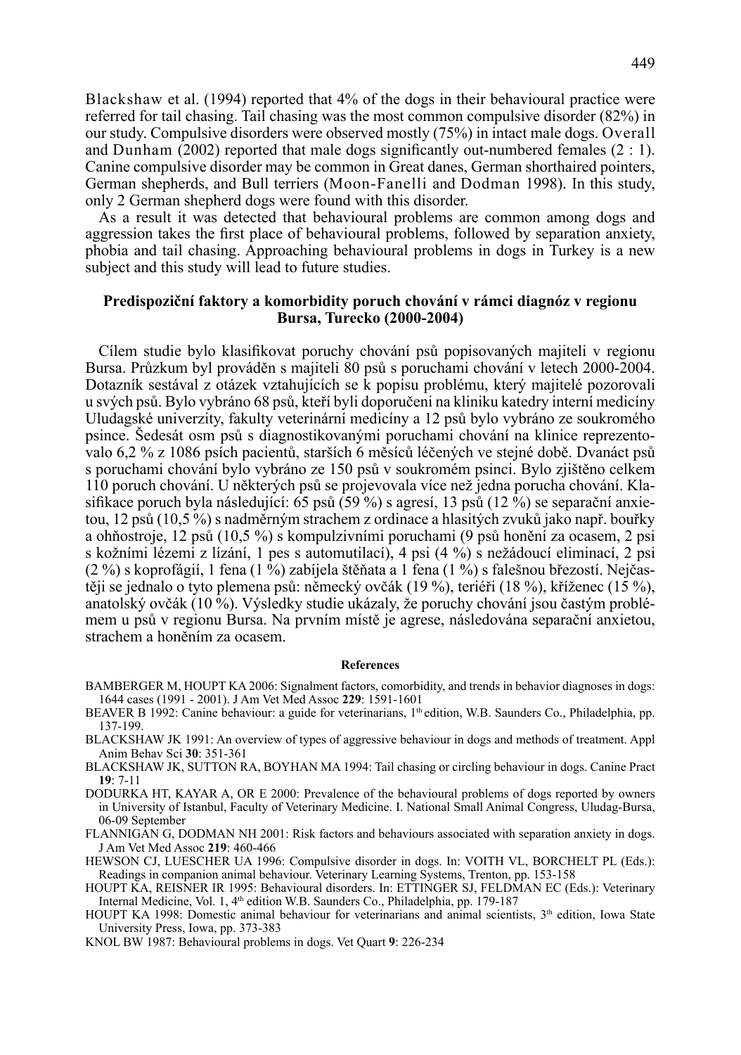Blackshaw et al. (1994) reported that 4% of the dogs in their behavioural practice were referred for tail chasing. Tail chasing was the most common compulsive disorder (82%) in our study. Compulsive disorders were observed mostly (75%) in intact male dogs. Overall and Dunham (2002) reported that male dogs significantly out-numbered females (2 : 1). Canine compulsive disorder may be common in Great danes, German shorthaired pointers, German shepherds, and Bull terriers (Moon-Fanelli and Dodman 1998). In this study, only 2 German shepherd dogs were found with this disorder.

As a result it was detected that behavioural problems are common among dogs and aggression takes the first place of behavioural problems, followed by separation anxiety, phobia and tail chasing. Approaching behavioural problems in dogs in Turkey is a new subject and this study will lead to future studies.

## Predispoziční faktory a komorbidity poruch chování v rámci diagnóz v regionu Bursa, Turecko (2000-2004)

Cílem studie bylo klasifikovat poruchy chování psů popisovaných majiteli v regionu Bursa. Průzkum byl prováděn s majiteli 80 psů s poruchami chování v letech 2000-2004. Dotazník sestával z otázek vztahujících se k popisu problému, který majitelé pozorovali u svých psů. Bylo vybráno 68 psů, kteří byli doporučeni na kliniku katedry interní medicíny Uludagské univerzity, fakulty veterinární medicíny a 12 psů bylo vybráno ze soukromého psince. Šedesát osm psů s diagnostikovanými poruchami chování na klinice reprezentovalo 6,2 % z 1086 psích pacientů, starších 6 měsíců léčených ve stejné době. Dvanáct psů s poruchami chování bylo vybráno ze 150 psů v soukromém psinci. Bylo zjištěno celkem 110 poruch chování. U některých psů se projevovala více než jedna porucha chování. Klasifikace poruch byla následující: 65 psů (59 %) s agresí, 13 psů (12 %) se separační anxietou, 12 psů (10,5 %) s nadměrným strachem z ordinace a hlasitých zvuků jako např. bouřky a ohňostroje, 12 psů (10,5 %) s kompulzivními poruchami (9 psů honění za ocasem, 2 psi s kožními lézemi z lízání, 1 pes s automutilací), 4 psi (4 %) s nežádoucí eliminací, 2 psi (2 %) s koprofágií, 1 fena (1 %) zabíjela štěňata a 1 fena (1 %) s falešnou březostí. Nejčastěji se jednalo o tyto plemena psů: německý ovčák (19 %), teriéři (18 %), kříženec (15 %), anatolský ovčák (10 %). Výsledky studie ukázaly, že poruchy chování jsou častým problémem u psů v regionu Bursa. Na prvním místě je agrese, následována separační anxietou, strachem a honěním za ocasem.

### References

BAMBERGER M, HOUPT KA 2006: Signalment factors, comorbidity, and trends in behavior diagnoses in dogs: 1644 cases (1991 - 2001). J Am Vet Med Assoc **229**: 1591-1601

BEAVER B 1992: Canine behaviour: a guide for veterinarians, 1th edition, W.B. Saunders Co., Philadelphia, pp. 137-199.

BLACKSHAW JK 1991: An overview of types of aggressive behaviour in dogs and methods of treatment. Appl Anim Behav Sci **30**: 351-361

BLACKSHAW JK, SUTTON RA, BOYHAN MA 1994: Tail chasing or circling behaviour in dogs. Canine Pract **19**: 7-11

DODURKA HT, KAYAR A, OR E 2000: Prevalence of the behavioural problems of dogs reported by owners in University of Istanbul, Faculty of Veterinary Medicine. I. National Small Animal Congress, Uludag-Bursa, 06-09 September

FLANNIGAN G, DODMAN NH 2001: Risk factors and behaviours associated with separation anxiety in dogs. J Am Vet Med Assoc **219**: 460-466

HEWSON CJ, LUESCHER UA 1996: Compulsive disorder in dogs. In: VOITH VL, BORCHELT PL (Eds.): Readings in companion animal behaviour. Veterinary Learning Systems, Trenton, pp. 153-158

HOUPT KA, REISNER IR 1995: Behavioural disorders. In: ETTINGER SJ, FELDMAN EC (Eds.): Veterinary Internal Medicine, Vol. 1, 4th edition W.B. Saunders Co., Philadelphia, pp. 179-187

HOUPT KA 1998: Domestic animal behaviour for veterinarians and animal scientists, 3th edition, Iowa State University Press, Iowa, pp. 373-383

KNOL BW 1987: Behavioural problems in dogs. Vet Quart **9**: 226-234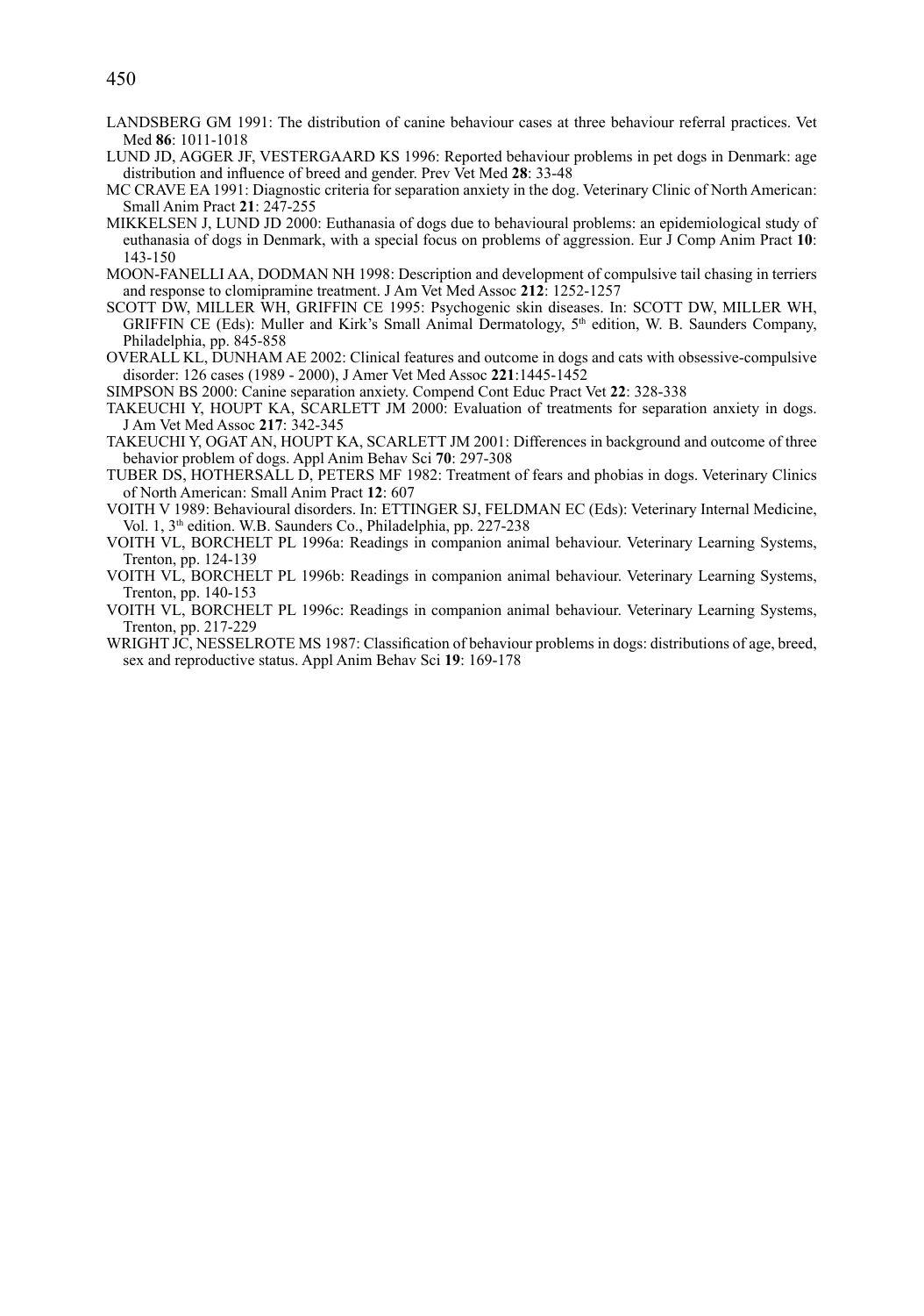LANDSBERG GM 1991: The distribution of canine behaviour cases at three behaviour referral practices. Vet Med **86**: 1011-1018

LUND JD, AGGER JF, VESTERGAARD KS 1996: Reported behaviour problems in pet dogs in Denmark: age distribution and influence of breed and gender. Prev Vet Med **28**: 33-48

MC CRAVE EA 1991: Diagnostic criteria for separation anxiety in the dog. Veterinary Clinic of North American: Small Anim Pract **21**: 247-255

MIKKELSEN J, LUND JD 2000: Euthanasia of dogs due to behavioural problems: an epidemiological study of euthanasia of dogs in Denmark, with a special focus on problems of aggression. Eur J Comp Anim Pract **10**: 143-150

MOON-FANELLI AA, DODMAN NH 1998: Description and development of compulsive tail chasing in terriers and response to clomipramine treatment. J Am Vet Med Assoc **212**: 1252-1257

SCOTT DW, MILLER WH, GRIFFIN CE 1995: Psychogenic skin diseases. In: SCOTT DW, MILLER WH, GRIFFIN CE (Eds): Muller and Kirk's Small Animal Dermatology, 5th edition, W. B. Saunders Company, Philadelphia, pp. 845-858

OVERALL KL, DUNHAM AE 2002: Clinical features and outcome in dogs and cats with obsessive-compulsive disorder: 126 cases (1989 - 2000), J Amer Vet Med Assoc **221**:1445-1452

SIMPSON BS 2000: Canine separation anxiety. Compend Cont Educ Pract Vet **22**: 328-338

TAKEUCHI Y, HOUPT KA, SCARLETT JM 2000: Evaluation of treatments for separation anxiety in dogs. J Am Vet Med Assoc **217**: 342-345

TAKEUCHI Y, OGAT AN, HOUPT KA, SCARLETT JM 2001: Differences in background and outcome of three behavior problem of dogs. Appl Anim Behav Sci **70**: 297-308

TUBER DS, HOTHERSALL D, PETERS MF 1982: Treatment of fears and phobias in dogs. Veterinary Clinics of North American: Small Anim Pract **12**: 607

VOITH V 1989: Behavioural disorders. In: ETTINGER SJ, FELDMAN EC (Eds): Veterinary Internal Medicine, Vol. 1, 3th edition. W.B. Saunders Co., Philadelphia, pp. 227-238

VOITH VL, BORCHELT PL 1996a: Readings in companion animal behaviour. Veterinary Learning Systems, Trenton, pp. 124-139

VOITH VL, BORCHELT PL 1996b: Readings in companion animal behaviour. Veterinary Learning Systems, Trenton, pp. 140-153

VOITH VL, BORCHELT PL 1996c: Readings in companion animal behaviour. Veterinary Learning Systems, Trenton, pp. 217-229

WRIGHT JC, NESSELROTE MS 1987: Classification of behaviour problems in dogs: distributions of age, breed, sex and reproductive status. Appl Anim Behav Sci **19**: 169-178